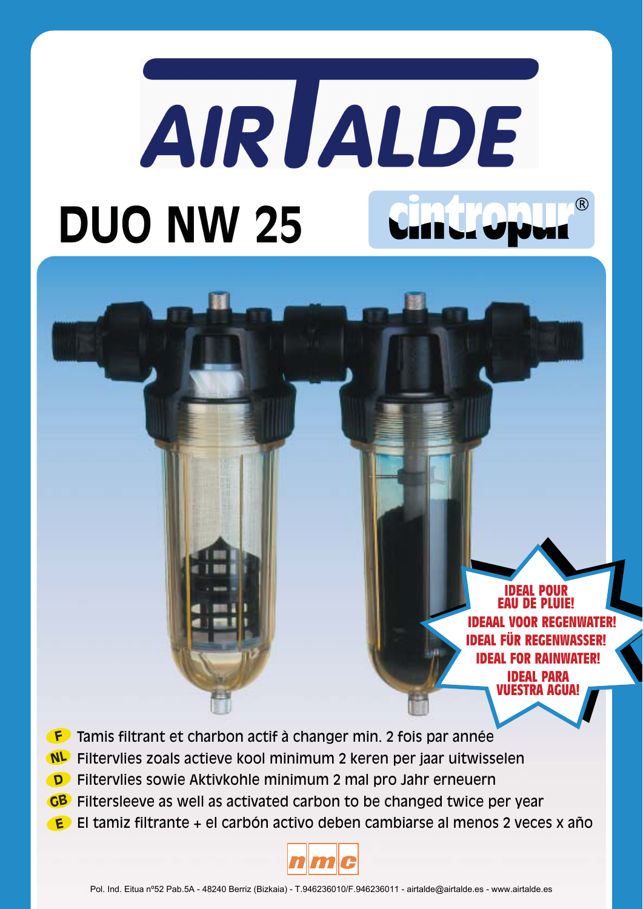# AIRTALDE

## DUO NW 25

cintropur®

IDEAL POUR EAU DE PLUIE!
IDEAAL VOOR REGENWATER!
IDEAL FÜR REGENWASSER!
IDEAL FOR RAINWATER!
IDEAL PARA VUESTRA AGUA!

- **F** Tamis filtrant et charbon actif à changer min. 2 fois par année
- **NL** Filtervlies zoals actieve kool minimum 2 keren per jaar uitwisselen
- **D** Filtervlies sowie Aktivkohle minimum 2 mal pro Jahr erneuern
- **GB** Filtersleeve as well as activated carbon to be changed twice per year
- **E** El tamiz filtrante + el carbón activo deben cambiarse al menos 2 veces x año

nmc

Pol. Ind. Eitua nº52 Pab.5A - 48240 Berriz (Bizkaia) - T.946236010/F.946236011 - airtalde@airtalde.es - www.airtalde.es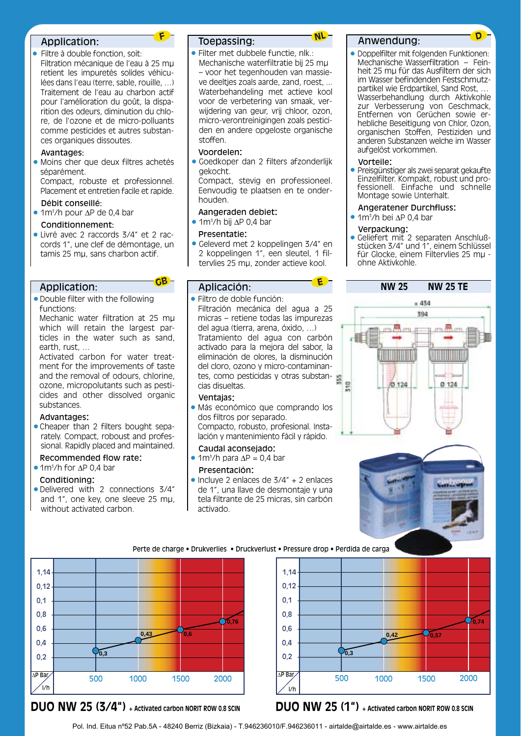## Application: F

- Filtre à double fonction, soit:
  Filtration mécanique de l'eau à 25 mµ retient les impuretés solides véhiculées dans l'eau (terre, sable, rouille, ...)
  Traitement de l'eau au charbon actif pour l'amélioration du goût, la disparition des odeurs, diminution du chlore, de l'ozone et de micro-polluants comme pesticides et autres substances organiques dissoutes.

### Avantages:

- Moins cher que deux filtres achetés séparément.
  Compact, robuste et professionnel. Placement et entretien facile et rapide.

### Débit conseillé:

- 1m³/h pour ΔP de 0,4 bar

### Conditionnement:

- Livré avec 2 raccords 3/4" et 2 raccords 1", une clef de démontage, un tamis 25 mµ, sans charbon actif.

## Toepassing: NL

- Filter met dubbele functie, nlk.:
  Mechanische waterfiltratie bij 25 mµ – voor het tegenhouden van massieve deeltjes zoals aarde, zand, roest, ...
  Waterbehandeling met actieve kool voor de verbetering van smaak, verwijdering van geur, vrij chloor, ozon, micro-verontreinigingen zoals pesticiden en andere opgeloste organische stoffen.

### Voordelen:

- Goedkoper dan 2 filters afzonderlijk gekocht.
  Compact, stevig en professioneel. Eenvoudig te plaatsen en te onderhouden.

### Aangeraden debiet:

- 1m³/h bij ΔP 0,4 bar

### Presentatie:

- Geleverd met 2 koppelingen 3/4" en 2 koppelingen 1", een sleutel, 1 filtervlies 25 mµ, zonder actieve kool.

## Anwendung: D

- Doppelfilter mit folgenden Funktionen:
  Mechanische Wasserfiltration – Feinheit 25 mµ für das Ausfiltern der sich im Wasser befindenden Festschmutzpartikel wie Erdpartikel, Sand Rost, ...
  Wasserbehandlung durch Aktivkohle zur Verbesserung von Geschmack, Entfernen von Gerüchen sowie erhebliche Beseitigung von Chlor, Ozon, organischen Stoffen, Pestiziden und anderen Substanzen welche im Wasser aufgelöst vorkommen.

### Vorteile:

- Preisgünstiger als zwei separat gekaufte Einzelfilter. Kompakt, robust und professionell. Einfache und schnelle Montage sowie Unterhalt.

### Angeratener Durchfluss:

- 1m³/h bei ΔP 0,4 bar

### Verpackung:

- Geliefert mit 2 separaten Anschlußstücken 3/4" und 1", einem Schlüssel für Glocke, einem Filtervlies 25 mµ - ohne Aktivkohle.

## Application: GB

- Double filter with the following functions:
  Mechanic water filtration at 25 mµ which will retain the largest particles in the water such as sand, earth, rust, ...
  Activated carbon for water treatment for the improvements of taste and the removal of odours, chlorine, ozone, micropolutants such as pesticides and other dissolved organic substances.

### Advantages:

- Cheaper than 2 filters bought separately. Compact, robust and professional. Rapidly placed and maintained.

### Recommended flow rate:

- 1m³/h for ΔP 0,4 bar

### Conditioning:

- Delivered with 2 connections 3/4" and 1", one key, one sleeve 25 mµ, without activated carbon.

## Aplicación: E

- Filtro de doble función:
  Filtración mecánica del agua a 25 micras – retiene todas las impurezas del agua (tierra, arena, óxido, ...)
  Tratamiento del agua con carbón activado para la mejora del sabor, la eliminación de olores, la disminución del cloro, ozono y micro-contaminantes, como pesticidas y otras substancias disueltas.

### Ventajas:

- Más económico que comprando los dos filtros por separado.
  Compacto, robusto, profesional. Instalación y mantenimiento fácil y rápido.

### Caudal aconsejado:

- 1m³/h para ΔP = 0,4 bar

### Presentación:

- Incluye 2 enlaces de 3/4" + 2 enlaces de 1", una llave de desmontaje y una tela filtrante de 25 micras, sin carbón activado.

NW 25 NW 25 TE

≈ 434
394
355
310
Ø 124
Ø 124

Perte de charge • Drukverlies • Druckverlust • Pressure drop • Perdida de carga

1,14
0,12
0,1
0,8
0,6
0,4
0,2
ΔP Bar
l/h
500
1000
1500
2000
0,3
0,43
0,6
0,76

**DUO NW 25 (3/4")** + Activated carbon NORIT ROW 0.8 SCIN

1,14
0,12
0,1
0,8
0,6
0,4
0,2
ΔP Bar
l/h
500
1000
1500
2000
0,3
0,42
0,57
0,74

**DUO NW 25 (1")** + Activated carbon NORIT ROW 0.8 SCIN

Pol. Ind. Eitua nº52 Pab.5A - 48240 Berriz (Bizkaia) - T.946236010/F.946236011 - airtalde@airtalde.es - www.airtalde.es